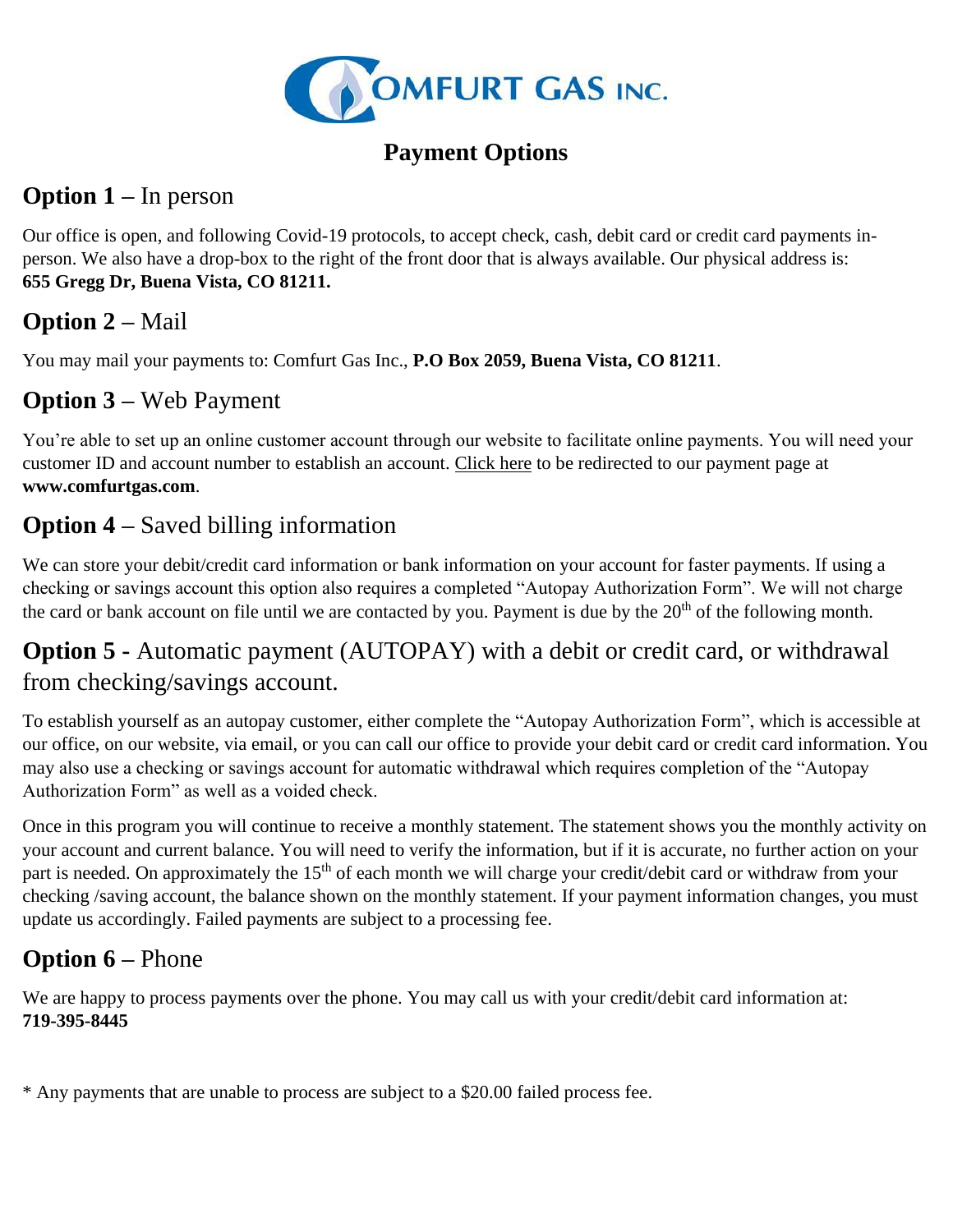# COMFURT GAS INC.

## Payment Options

### **Option 1 –** In person

Our office is open, and following Covid-19 protocols, to accept check, cash, debit card or credit card payments in-person. We also have a drop-box to the right of the front door that is always available. Our physical address is: **655 Gregg Dr, Buena Vista, CO 81211.**

### **Option 2 –** Mail

You may mail your payments to: Comfurt Gas Inc., **P.O Box 2059, Buena Vista, CO 81211**.

### **Option 3 –** Web Payment

You're able to set up an online customer account through our website to facilitate online payments. You will need your customer ID and account number to establish an account. Click here to be redirected to our payment page at **www.comfurtgas.com**.

### **Option 4 –** Saved billing information

We can store your debit/credit card information or bank information on your account for faster payments. If using a checking or savings account this option also requires a completed "Autopay Authorization Form". We will not charge the card or bank account on file until we are contacted by you. Payment is due by the 20th of the following month.

### **Option 5 -** Automatic payment (AUTOPAY) with a debit or credit card, or withdrawal from checking/savings account.

To establish yourself as an autopay customer, either complete the "Autopay Authorization Form", which is accessible at our office, on our website, via email, or you can call our office to provide your debit card or credit card information. You may also use a checking or savings account for automatic withdrawal which requires completion of the "Autopay Authorization Form" as well as a voided check.

Once in this program you will continue to receive a monthly statement. The statement shows you the monthly activity on your account and current balance. You will need to verify the information, but if it is accurate, no further action on your part is needed. On approximately the 15th of each month we will charge your credit/debit card or withdraw from your checking /saving account, the balance shown on the monthly statement. If your payment information changes, you must update us accordingly. Failed payments are subject to a processing fee.

### **Option 6 –** Phone

We are happy to process payments over the phone. You may call us with your credit/debit card information at: **719-395-8445**

* Any payments that are unable to process are subject to a $20.00 failed process fee.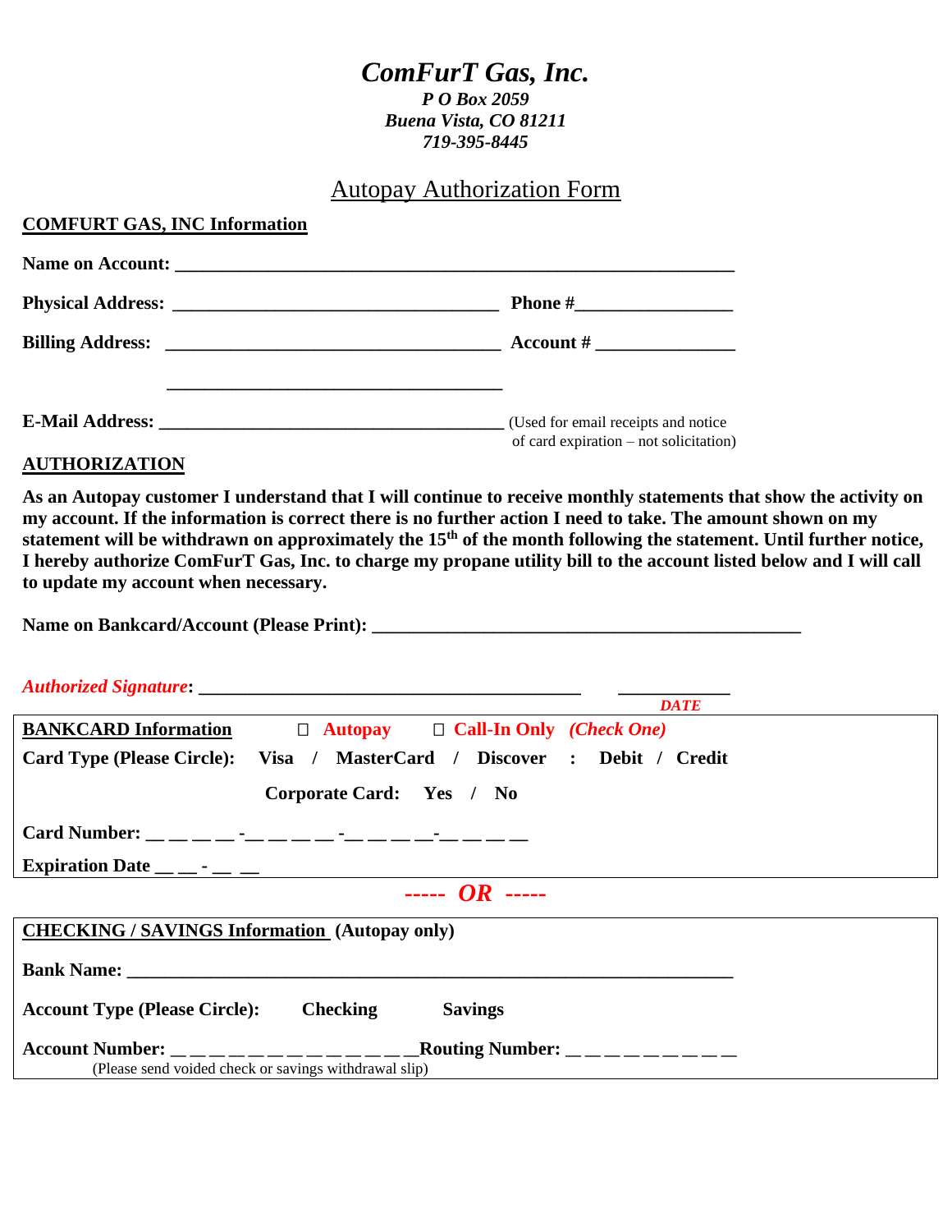# *ComFurT Gas, Inc.*

*P O Box 2059*
*Buena Vista, CO 81211*
*719-395-8445*

## Autopay Authorization Form

**COMFURT GAS, INC Information**

**Name on Account:** ___________________________________________________________

**Physical Address:** ____________________________________ **Phone #**________________

**Billing Address:** ____________________________________ **Account #** ______________

____________________________________

**E-Mail Address:** ____________________________________ (Used for email receipts and notice of card expiration – not solicitation)

**AUTHORIZATION**

**As an Autopay customer I understand that I will continue to receive monthly statements that show the activity on my account. If the information is correct there is no further action I need to take. The amount shown on my statement will be withdrawn on approximately the 15th of the month following the statement. Until further notice, I hereby authorize ComFurT Gas, Inc. to charge my propane utility bill to the account listed below and I will call to update my account when necessary.**

**Name on Bankcard/Account (Please Print):** _______________________________________________

***Authorized Signature*:** __________________________________________ ____________
*DATE*

**BANKCARD Information** ☐ **Autopay** ☐ **Call-In Only** ***(Check One)***

**Card Type (Please Circle): Visa / MasterCard / Discover : Debit / Credit**

**Corporate Card: Yes / No**

**Card Number:** __ __ __ __ -__ __ __ __ -__ __ __ __-__ __ __ __

**Expiration Date** __ __ - __ __

***----- OR -----***

**CHECKING / SAVINGS Information (Autopay only)**

**Bank Name:** ___________________________________________________________________

**Account Type (Please Circle): Checking Savings**

**Account Number:** _ _ _ _ _ _ _ _ _ _ _ _ _ **Routing Number:** _ _ _ _ _ _ _ _ _
(Please send voided check or savings withdrawal slip)